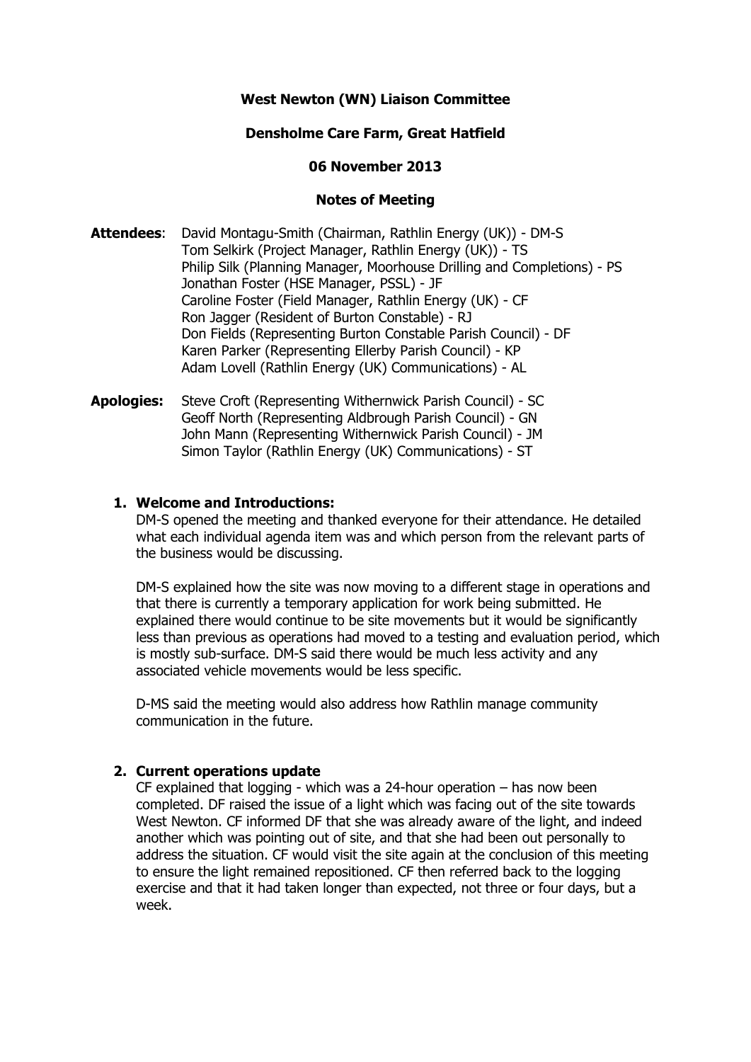**West Newton (WN) Liaison Committee**

**Densholme Care Farm, Great Hatfield**

**06 November 2013**

**Notes of Meeting**

**Attendees**: David Montagu-Smith (Chairman, Rathlin Energy (UK)) - DM-S
Tom Selkirk (Project Manager, Rathlin Energy (UK)) - TS
Philip Silk (Planning Manager, Moorhouse Drilling and Completions) - PS
Jonathan Foster (HSE Manager, PSSL) - JF
Caroline Foster (Field Manager, Rathlin Energy (UK) - CF
Ron Jagger (Resident of Burton Constable) - RJ
Don Fields (Representing Burton Constable Parish Council) - DF
Karen Parker (Representing Ellerby Parish Council) - KP
Adam Lovell (Rathlin Energy (UK) Communications) - AL

**Apologies:** Steve Croft (Representing Withernwick Parish Council) - SC
Geoff North (Representing Aldbrough Parish Council) - GN
John Mann (Representing Withernwick Parish Council) - JM
Simon Taylor (Rathlin Energy (UK) Communications) - ST

**1. Welcome and Introductions:**

DM-S opened the meeting and thanked everyone for their attendance. He detailed what each individual agenda item was and which person from the relevant parts of the business would be discussing.

DM-S explained how the site was now moving to a different stage in operations and that there is currently a temporary application for work being submitted. He explained there would continue to be site movements but it would be significantly less than previous as operations had moved to a testing and evaluation period, which is mostly sub-surface. DM-S said there would be much less activity and any associated vehicle movements would be less specific.

D-MS said the meeting would also address how Rathlin manage community communication in the future.

**2. Current operations update**

CF explained that logging - which was a 24-hour operation – has now been completed. DF raised the issue of a light which was facing out of the site towards West Newton. CF informed DF that she was already aware of the light, and indeed another which was pointing out of site, and that she had been out personally to address the situation. CF would visit the site again at the conclusion of this meeting to ensure the light remained repositioned. CF then referred back to the logging exercise and that it had taken longer than expected, not three or four days, but a week.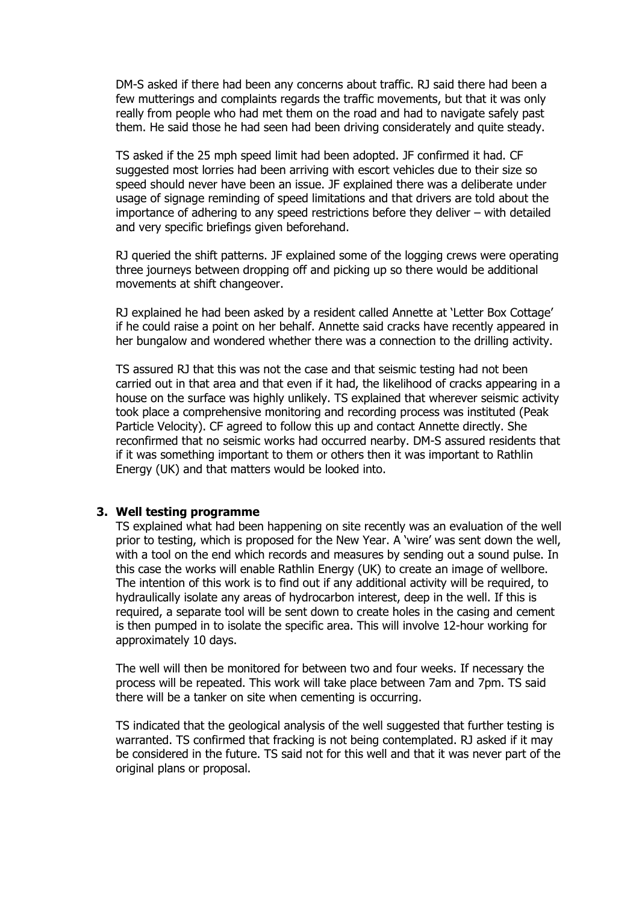DM-S asked if there had been any concerns about traffic. RJ said there had been a few mutterings and complaints regards the traffic movements, but that it was only really from people who had met them on the road and had to navigate safely past them. He said those he had seen had been driving considerately and quite steady.

TS asked if the 25 mph speed limit had been adopted. JF confirmed it had. CF suggested most lorries had been arriving with escort vehicles due to their size so speed should never have been an issue. JF explained there was a deliberate under usage of signage reminding of speed limitations and that drivers are told about the importance of adhering to any speed restrictions before they deliver – with detailed and very specific briefings given beforehand.

RJ queried the shift patterns. JF explained some of the logging crews were operating three journeys between dropping off and picking up so there would be additional movements at shift changeover.

RJ explained he had been asked by a resident called Annette at 'Letter Box Cottage' if he could raise a point on her behalf. Annette said cracks have recently appeared in her bungalow and wondered whether there was a connection to the drilling activity.

TS assured RJ that this was not the case and that seismic testing had not been carried out in that area and that even if it had, the likelihood of cracks appearing in a house on the surface was highly unlikely. TS explained that wherever seismic activity took place a comprehensive monitoring and recording process was instituted (Peak Particle Velocity). CF agreed to follow this up and contact Annette directly. She reconfirmed that no seismic works had occurred nearby. DM-S assured residents that if it was something important to them or others then it was important to Rathlin Energy (UK) and that matters would be looked into.

### 3. Well testing programme

TS explained what had been happening on site recently was an evaluation of the well prior to testing, which is proposed for the New Year. A 'wire' was sent down the well, with a tool on the end which records and measures by sending out a sound pulse. In this case the works will enable Rathlin Energy (UK) to create an image of wellbore. The intention of this work is to find out if any additional activity will be required, to hydraulically isolate any areas of hydrocarbon interest, deep in the well. If this is required, a separate tool will be sent down to create holes in the casing and cement is then pumped in to isolate the specific area. This will involve 12-hour working for approximately 10 days.

The well will then be monitored for between two and four weeks. If necessary the process will be repeated. This work will take place between 7am and 7pm. TS said there will be a tanker on site when cementing is occurring.

TS indicated that the geological analysis of the well suggested that further testing is warranted. TS confirmed that fracking is not being contemplated. RJ asked if it may be considered in the future. TS said not for this well and that it was never part of the original plans or proposal.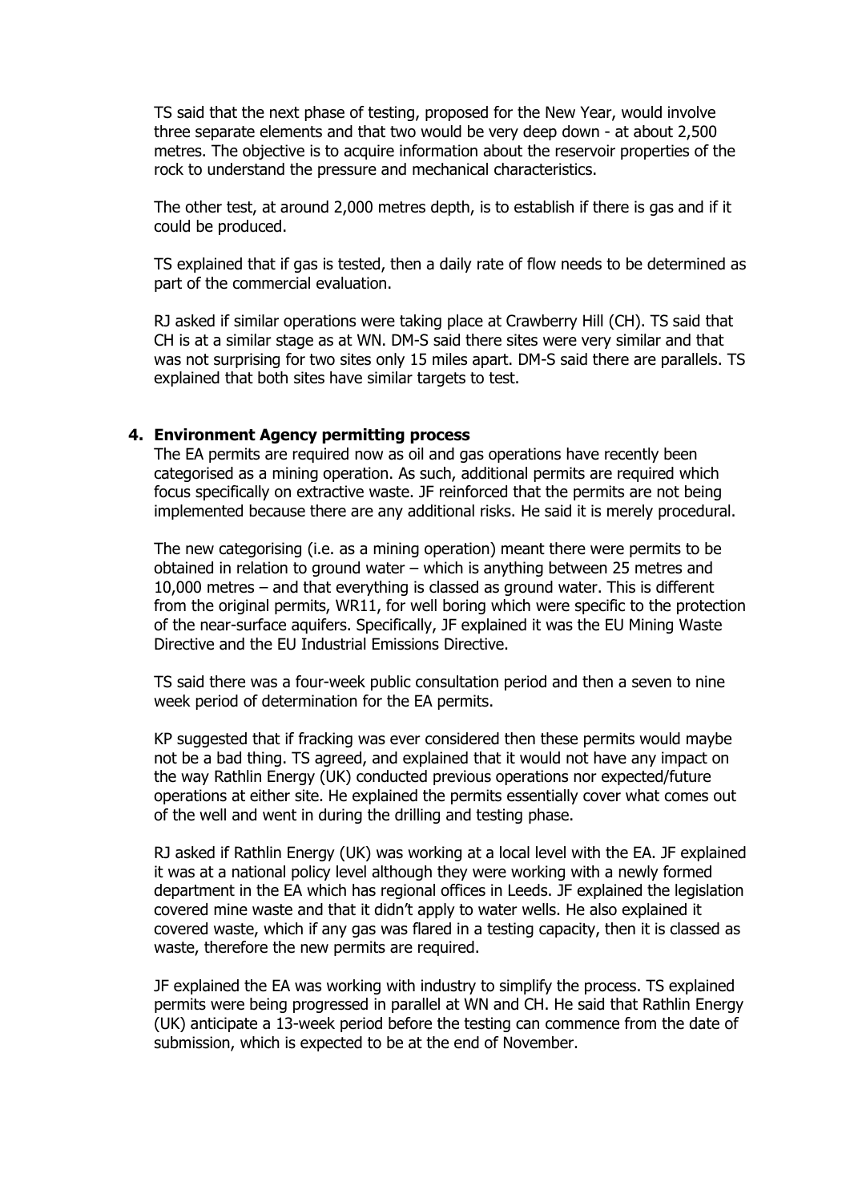TS said that the next phase of testing, proposed for the New Year, would involve three separate elements and that two would be very deep down - at about 2,500 metres. The objective is to acquire information about the reservoir properties of the rock to understand the pressure and mechanical characteristics.

The other test, at around 2,000 metres depth, is to establish if there is gas and if it could be produced.

TS explained that if gas is tested, then a daily rate of flow needs to be determined as part of the commercial evaluation.

RJ asked if similar operations were taking place at Crawberry Hill (CH). TS said that CH is at a similar stage as at WN. DM-S said there sites were very similar and that was not surprising for two sites only 15 miles apart. DM-S said there are parallels. TS explained that both sites have similar targets to test.

**4. Environment Agency permitting process**

The EA permits are required now as oil and gas operations have recently been categorised as a mining operation. As such, additional permits are required which focus specifically on extractive waste. JF reinforced that the permits are not being implemented because there are any additional risks. He said it is merely procedural.

The new categorising (i.e. as a mining operation) meant there were permits to be obtained in relation to ground water – which is anything between 25 metres and 10,000 metres – and that everything is classed as ground water. This is different from the original permits, WR11, for well boring which were specific to the protection of the near-surface aquifers. Specifically, JF explained it was the EU Mining Waste Directive and the EU Industrial Emissions Directive.

TS said there was a four-week public consultation period and then a seven to nine week period of determination for the EA permits.

KP suggested that if fracking was ever considered then these permits would maybe not be a bad thing. TS agreed, and explained that it would not have any impact on the way Rathlin Energy (UK) conducted previous operations nor expected/future operations at either site. He explained the permits essentially cover what comes out of the well and went in during the drilling and testing phase.

RJ asked if Rathlin Energy (UK) was working at a local level with the EA. JF explained it was at a national policy level although they were working with a newly formed department in the EA which has regional offices in Leeds. JF explained the legislation covered mine waste and that it didn't apply to water wells. He also explained it covered waste, which if any gas was flared in a testing capacity, then it is classed as waste, therefore the new permits are required.

JF explained the EA was working with industry to simplify the process. TS explained permits were being progressed in parallel at WN and CH. He said that Rathlin Energy (UK) anticipate a 13-week period before the testing can commence from the date of submission, which is expected to be at the end of November.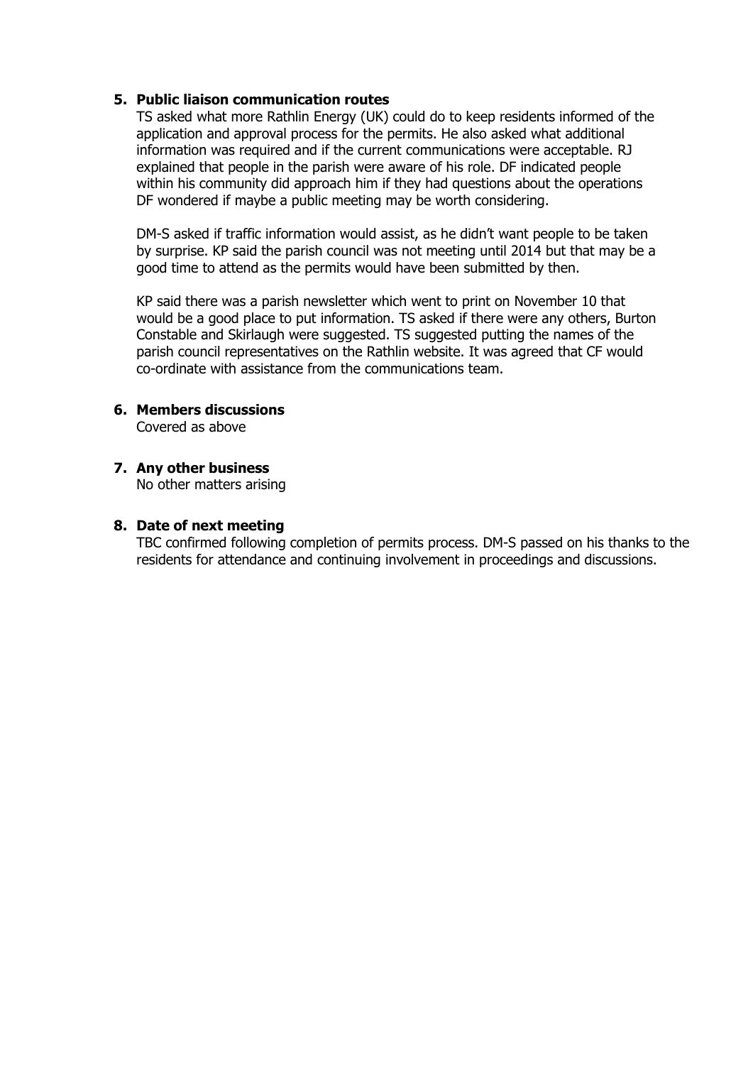5. **Public liaison communication routes**

   TS asked what more Rathlin Energy (UK) could do to keep residents informed of the application and approval process for the permits. He also asked what additional information was required and if the current communications were acceptable. RJ explained that people in the parish were aware of his role. DF indicated people within his community did approach him if they had questions about the operations DF wondered if maybe a public meeting may be worth considering.

   DM-S asked if traffic information would assist, as he didn't want people to be taken by surprise. KP said the parish council was not meeting until 2014 but that may be a good time to attend as the permits would have been submitted by then.

   KP said there was a parish newsletter which went to print on November 10 that would be a good place to put information. TS asked if there were any others, Burton Constable and Skirlaugh were suggested. TS suggested putting the names of the parish council representatives on the Rathlin website. It was agreed that CF would co-ordinate with assistance from the communications team.

6. **Members discussions**

   Covered as above

7. **Any other business**

   No other matters arising

8. **Date of next meeting**

   TBC confirmed following completion of permits process. DM-S passed on his thanks to the residents for attendance and continuing involvement in proceedings and discussions.